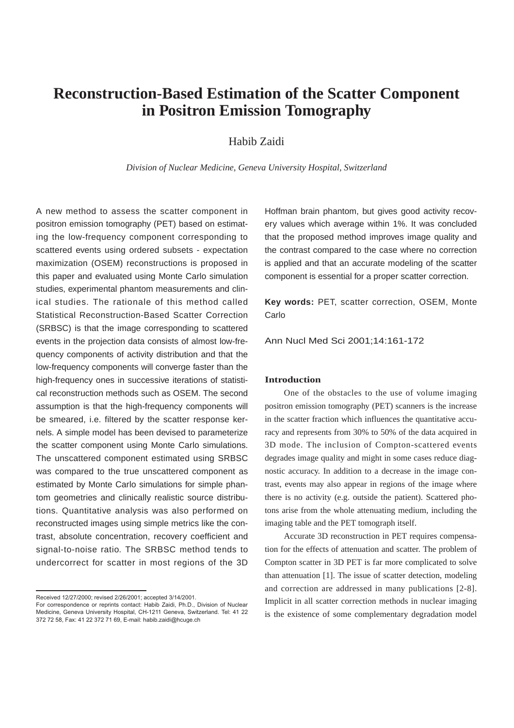# Reconstruction-Based Estimation of the Scatter Component in Positron Emission Tomography

Habib Zaidi

*Division of Nuclear Medicine, Geneva University Hospital, Switzerland*

A new method to assess the scatter component in positron emission tomography (PET) based on estimating the low-frequency component corresponding to scattered events using ordered subsets - expectation maximization (OSEM) reconstructions is proposed in this paper and evaluated using Monte Carlo simulation studies, experimental phantom measurements and clinical studies. The rationale of this method called Statistical Reconstruction-Based Scatter Correction (SRBSC) is that the image corresponding to scattered events in the projection data consists of almost low-frequency components of activity distribution and that the low-frequency components will converge faster than the high-frequency ones in successive iterations of statistical reconstruction methods such as OSEM. The second assumption is that the high-frequency components will be smeared, i.e. filtered by the scatter response kernels. A simple model has been devised to parameterize the scatter component using Monte Carlo simulations. The unscattered component estimated using SRBSC was compared to the true unscattered component as estimated by Monte Carlo simulations for simple phantom geometries and clinically realistic source distributions. Quantitative analysis was also performed on reconstructed images using simple metrics like the contrast, absolute concentration, recovery coefficient and signal-to-noise ratio. The SRBSC method tends to undercorrect for scatter in most regions of the 3D Hoffman brain phantom, but gives good activity recovery values which average within 1%. It was concluded that the proposed method improves image quality and the contrast compared to the case where no correction is applied and that an accurate modeling of the scatter component is essential for a proper scatter correction.

**Key words:** PET, scatter correction, OSEM, Monte Carlo

Ann Nucl Med Sci 2001;14:161-172

Received 12/27/2000; revised 2/26/2001; accepted 3/14/2001.

For correspondence or reprints contact: Habib Zaidi, Ph.D., Division of Nuclear Medicine, Geneva University Hospital, CH-1211 Geneva, Switzerland. Tel: 41 22 372 72 58, Fax: 41 22 372 71 69, E-mail: habib.zaidi@hcuge.ch

## Introduction

One of the obstacles to the use of volume imaging positron emission tomography (PET) scanners is the increase in the scatter fraction which influences the quantitative accuracy and represents from 30% to 50% of the data acquired in 3D mode. The inclusion of Compton-scattered events degrades image quality and might in some cases reduce diagnostic accuracy. In addition to a decrease in the image contrast, events may also appear in regions of the image where there is no activity (e.g. outside the patient). Scattered photons arise from the whole attenuating medium, including the imaging table and the PET tomograph itself.

Accurate 3D reconstruction in PET requires compensation for the effects of attenuation and scatter. The problem of Compton scatter in 3D PET is far more complicated to solve than attenuation [1]. The issue of scatter detection, modeling and correction are addressed in many publications [2-8]. Implicit in all scatter correction methods in nuclear imaging is the existence of some complementary degradation model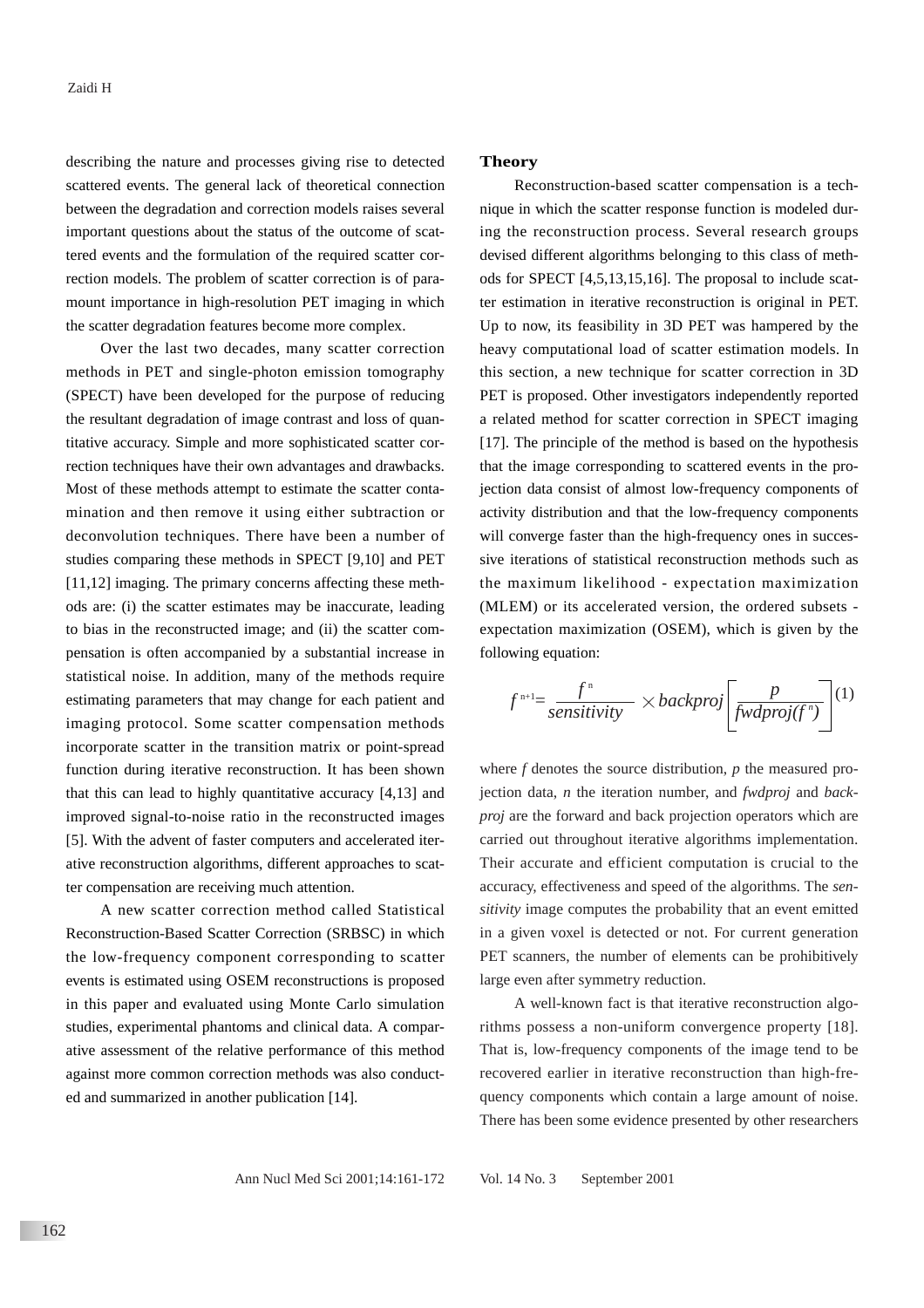describing the nature and processes giving rise to detected scattered events. The general lack of theoretical connection between the degradation and correction models raises several important questions about the status of the outcome of scattered events and the formulation of the required scatter correction models. The problem of scatter correction is of paramount importance in high-resolution PET imaging in which the scatter degradation features become more complex.

Over the last two decades, many scatter correction methods in PET and single-photon emission tomography (SPECT) have been developed for the purpose of reducing the resultant degradation of image contrast and loss of quantitative accuracy. Simple and more sophisticated scatter correction techniques have their own advantages and drawbacks. Most of these methods attempt to estimate the scatter contamination and then remove it using either subtraction or deconvolution techniques. There have been a number of studies comparing these methods in SPECT [9,10] and PET [11,12] imaging. The primary concerns affecting these methods are: (i) the scatter estimates may be inaccurate, leading to bias in the reconstructed image; and (ii) the scatter compensation is often accompanied by a substantial increase in statistical noise. In addition, many of the methods require estimating parameters that may change for each patient and imaging protocol. Some scatter compensation methods incorporate scatter in the transition matrix or point-spread function during iterative reconstruction. It has been shown that this can lead to highly quantitative accuracy [4,13] and improved signal-to-noise ratio in the reconstructed images [5]. With the advent of faster computers and accelerated iterative reconstruction algorithms, different approaches to scatter compensation are receiving much attention.

A new scatter correction method called Statistical Reconstruction-Based Scatter Correction (SRBSC) in which the low-frequency component corresponding to scatter events is estimated using OSEM reconstructions is proposed in this paper and evaluated using Monte Carlo simulation studies, experimental phantoms and clinical data. A comparative assessment of the relative performance of this method against more common correction methods was also conducted and summarized in another publication [14].

## Theory

Reconstruction-based scatter compensation is a technique in which the scatter response function is modeled during the reconstruction process. Several research groups devised different algorithms belonging to this class of methods for SPECT [4,5,13,15,16]. The proposal to include scatter estimation in iterative reconstruction is original in PET. Up to now, its feasibility in 3D PET was hampered by the heavy computational load of scatter estimation models. In this section, a new technique for scatter correction in 3D PET is proposed. Other investigators independently reported a related method for scatter correction in SPECT imaging [17]. The principle of the method is based on the hypothesis that the image corresponding to scattered events in the projection data consist of almost low-frequency components of activity distribution and that the low-frequency components will converge faster than the high-frequency ones in successive iterations of statistical reconstruction methods such as the maximum likelihood - expectation maximization (MLEM) or its accelerated version, the ordered subsets - expectation maximization (OSEM), which is given by the following equation:

$$f^{n+1} = \frac{f^{n}}{sensitivity} \times backproj\left[\frac{p}{fwdproj(f^{n})}\right] \quad (1)$$

where $f$ denotes the source distribution, $p$ the measured projection data, $n$ the iteration number, and *fwdproj* and *backproj* are the forward and back projection operators which are carried out throughout iterative algorithms implementation. Their accurate and efficient computation is crucial to the accuracy, effectiveness and speed of the algorithms. The *sensitivity* image computes the probability that an event emitted in a given voxel is detected or not. For current generation PET scanners, the number of elements can be prohibitively large even after symmetry reduction.

A well-known fact is that iterative reconstruction algorithms possess a non-uniform convergence property [18]. That is, low-frequency components of the image tend to be recovered earlier in iterative reconstruction than high-frequency components which contain a large amount of noise. There has been some evidence presented by other researchers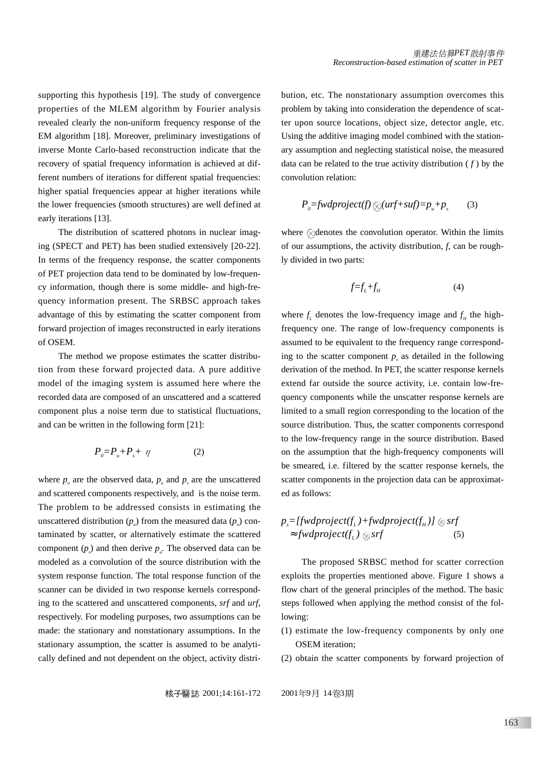supporting this hypothesis [19]. The study of convergence properties of the MLEM algorithm by Fourier analysis revealed clearly the non-uniform frequency response of the EM algorithm [18]. Moreover, preliminary investigations of inverse Monte Carlo-based reconstruction indicate that the recovery of spatial frequency information is achieved at different numbers of iterations for different spatial frequencies: higher spatial frequencies appear at higher iterations while the lower frequencies (smooth structures) are well defined at early iterations [13].

The distribution of scattered photons in nuclear imaging (SPECT and PET) has been studied extensively [20-22]. In terms of the frequency response, the scatter components of PET projection data tend to be dominated by low-frequency information, though there is some middle- and high-frequency information present. The SRBSC approach takes advantage of this by estimating the scatter component from forward projection of images reconstructed in early iterations of OSEM.

The method we propose estimates the scatter distribution from these forward projected data. A pure additive model of the imaging system is assumed here where the recorded data are composed of an unscattered and a scattered component plus a noise term due to statistical fluctuations, and can be written in the following form [21]:

$$P_0 = P_u + P_s + \eta \qquad (2)$$

where $p_o$ are the observed data, $p_u$ and $p_s$ are the unscattered and scattered components respectively, and is the noise term. The problem to be addressed consists in estimating the unscattered distribution ($p_u$) from the measured data ($p_o$) contaminated by scatter, or alternatively estimate the scattered component ($p_s$) and then derive $p_u$. The observed data can be modeled as a convolution of the source distribution with the system response function. The total response function of the scanner can be divided in two response kernels corresponding to the scattered and unscattered components, *srf* and *urf*, respectively. For modeling purposes, two assumptions can be made: the stationary and nonstationary assumptions. In the stationary assumption, the scatter is assumed to be analytically defined and not dependent on the object, activity distribution, etc. The nonstationary assumption overcomes this problem by taking into consideration the dependence of scatter upon source locations, object size, detector angle, etc. Using the additive imaging model combined with the stationary assumption and neglecting statistical noise, the measured data can be related to the true activity distribution ( *f* ) by the convolution relation:

$$P_0 = fwdproject(f) \otimes (urf + suf) = p_u + p_s \qquad (3)$$

where $\otimes$ denotes the convolution operator. Within the limits of our assumptions, the activity distribution, *f*, can be roughly divided in two parts:

$$f = f_L + f_H \qquad (4)$$

where $f_L$ denotes the low-frequency image and $f_H$ the high-frequency one. The range of low-frequency components is assumed to be equivalent to the frequency range corresponding to the scatter component $p_s$ as detailed in the following derivation of the method. In PET, the scatter response kernels extend far outside the source activity, i.e. contain low-frequency components while the unscatter response kernels are limited to a small region corresponding to the location of the source distribution. Thus, the scatter components correspond to the low-frequency range in the source distribution. Based on the assumption that the high-frequency components will be smeared, i.e. filtered by the scatter response kernels, the scatter components in the projection data can be approximated as follows:

$$\begin{aligned} p_s &= [fwdproject(f_L) + fwdproject(f_H)] \otimes srf \\ &\approx fwdproject(f_L) \otimes srf \end{aligned} \qquad (5)$$

The proposed SRBSC method for scatter correction exploits the properties mentioned above. Figure 1 shows a flow chart of the general principles of the method. The basic steps followed when applying the method consist of the following:

(1) estimate the low-frequency components by only one OSEM iteration;

(2) obtain the scatter components by forward projection of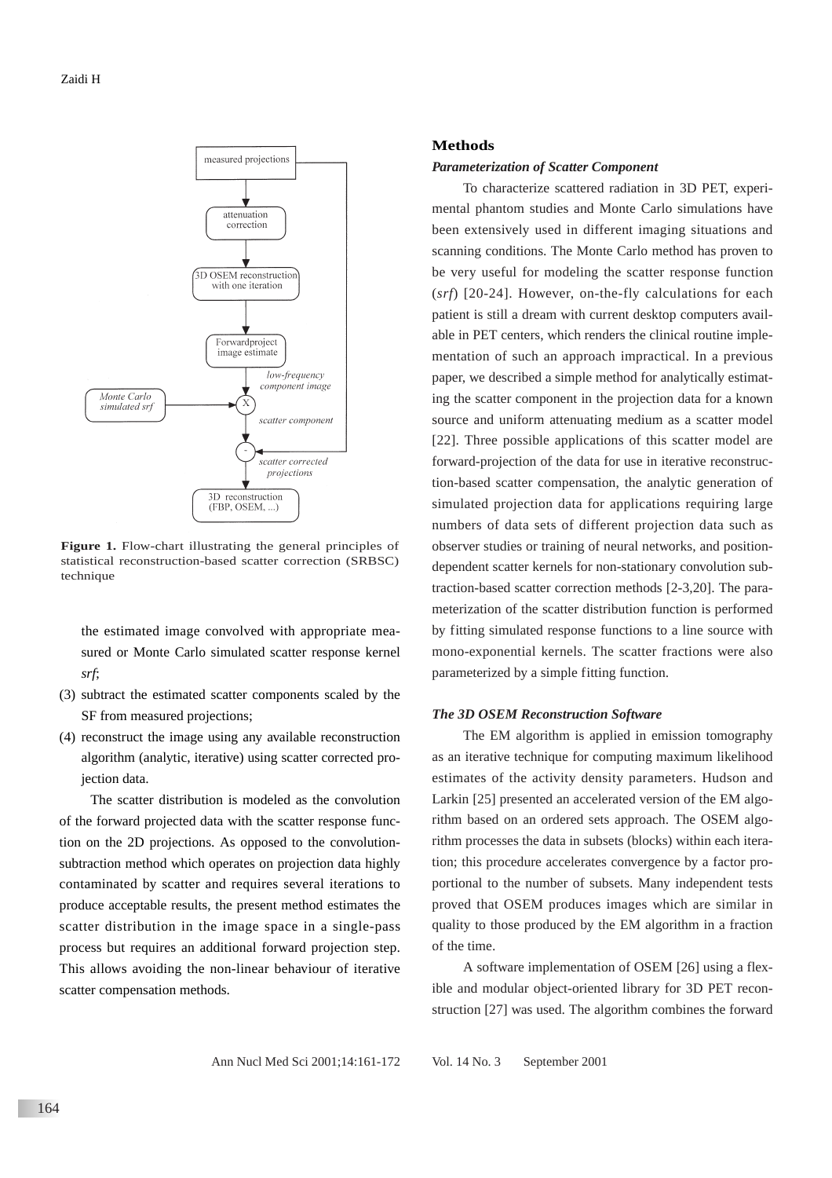**Figure 1.** Flow-chart illustrating the general principles of statistical reconstruction-based scatter correction (SRBSC) technique

the estimated image convolved with appropriate measured or Monte Carlo simulated scatter response kernel *srf*;

(3) subtract the estimated scatter components scaled by the SF from measured projections;

(4) reconstruct the image using any available reconstruction algorithm (analytic, iterative) using scatter corrected projection data.

The scatter distribution is modeled as the convolution of the forward projected data with the scatter response function on the 2D projections. As opposed to the convolution-subtraction method which operates on projection data highly contaminated by scatter and requires several iterations to produce acceptable results, the present method estimates the scatter distribution in the image space in a single-pass process but requires an additional forward projection step. This allows avoiding the non-linear behaviour of iterative scatter compensation methods.

## Methods

### *Parameterization of Scatter Component*

To characterize scattered radiation in 3D PET, experimental phantom studies and Monte Carlo simulations have been extensively used in different imaging situations and scanning conditions. The Monte Carlo method has proven to be very useful for modeling the scatter response function (*srf*) [20-24]. However, on-the-fly calculations for each patient is still a dream with current desktop computers available in PET centers, which renders the clinical routine implementation of such an approach impractical. In a previous paper, we described a simple method for analytically estimating the scatter component in the projection data for a known source and uniform attenuating medium as a scatter model [22]. Three possible applications of this scatter model are forward-projection of the data for use in iterative reconstruction-based scatter compensation, the analytic generation of simulated projection data for applications requiring large numbers of data sets of different projection data such as observer studies or training of neural networks, and position-dependent scatter kernels for non-stationary convolution subtraction-based scatter correction methods [2-3,20]. The parameterization of the scatter distribution function is performed by fitting simulated response functions to a line source with mono-exponential kernels. The scatter fractions were also parameterized by a simple fitting function.

### *The 3D OSEM Reconstruction Software*

The EM algorithm is applied in emission tomography as an iterative technique for computing maximum likelihood estimates of the activity density parameters. Hudson and Larkin [25] presented an accelerated version of the EM algorithm based on an ordered sets approach. The OSEM algorithm processes the data in subsets (blocks) within each iteration; this procedure accelerates convergence by a factor proportional to the number of subsets. Many independent tests proved that OSEM produces images which are similar in quality to those produced by the EM algorithm in a fraction of the time.

A software implementation of OSEM [26] using a flexible and modular object-oriented library for 3D PET reconstruction [27] was used. The algorithm combines the forward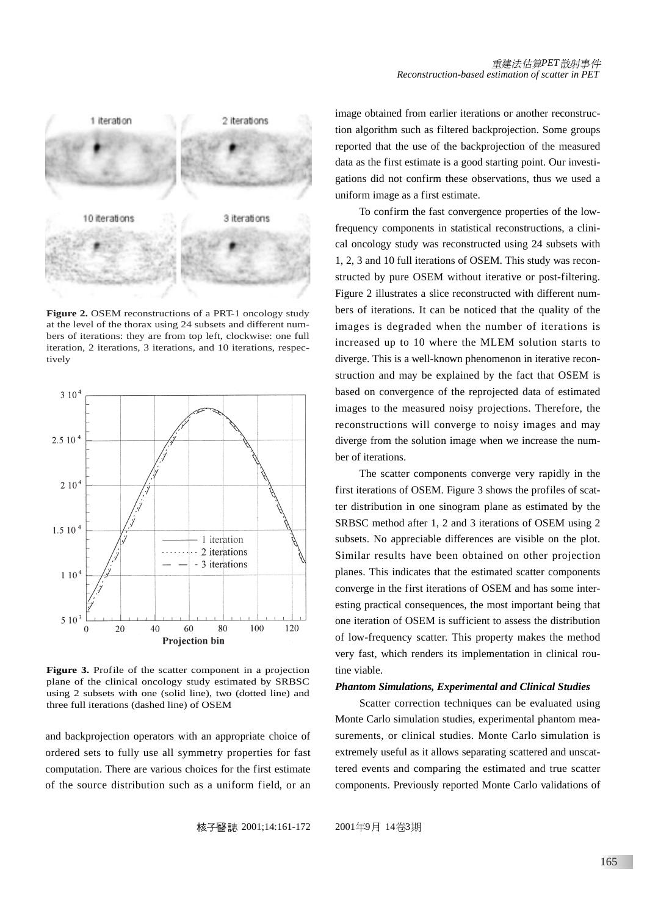**Figure 2.** OSEM reconstructions of a PRT-1 oncology study at the level of the thorax using 24 subsets and different numbers of iterations: they are from top left, clockwise: one full iteration, 2 iterations, 3 iterations, and 10 iterations, respectively

**Figure 3.** Profile of the scatter component in a projection plane of the clinical oncology study estimated by SRBSC using 2 subsets with one (solid line), two (dotted line) and three full iterations (dashed line) of OSEM

and backprojection operators with an appropriate choice of ordered sets to fully use all symmetry properties for fast computation. There are various choices for the first estimate of the source distribution such as a uniform field, or an image obtained from earlier iterations or another reconstruction algorithm such as filtered backprojection. Some groups reported that the use of the backprojection of the measured data as the first estimate is a good starting point. Our investigations did not confirm these observations, thus we used a uniform image as a first estimate.

To confirm the fast convergence properties of the low-frequency components in statistical reconstructions, a clinical oncology study was reconstructed using 24 subsets with 1, 2, 3 and 10 full iterations of OSEM. This study was reconstructed by pure OSEM without iterative or post-filtering. Figure 2 illustrates a slice reconstructed with different numbers of iterations. It can be noticed that the quality of the images is degraded when the number of iterations is increased up to 10 where the MLEM solution starts to diverge. This is a well-known phenomenon in iterative reconstruction and may be explained by the fact that OSEM is based on convergence of the reprojected data of estimated images to the measured noisy projections. Therefore, the reconstructions will converge to noisy images and may diverge from the solution image when we increase the number of iterations.

The scatter components converge very rapidly in the first iterations of OSEM. Figure 3 shows the profiles of scatter distribution in one sinogram plane as estimated by the SRBSC method after 1, 2 and 3 iterations of OSEM using 2 subsets. No appreciable differences are visible on the plot. Similar results have been obtained on other projection planes. This indicates that the estimated scatter components converge in the first iterations of OSEM and has some interesting practical consequences, the most important being that one iteration of OSEM is sufficient to assess the distribution of low-frequency scatter. This property makes the method very fast, which renders its implementation in clinical routine viable.

### *Phantom Simulations, Experimental and Clinical Studies*

Scatter correction techniques can be evaluated using Monte Carlo simulation studies, experimental phantom measurements, or clinical studies. Monte Carlo simulation is extremely useful as it allows separating scattered and unscattered events and comparing the estimated and true scatter components. Previously reported Monte Carlo validations of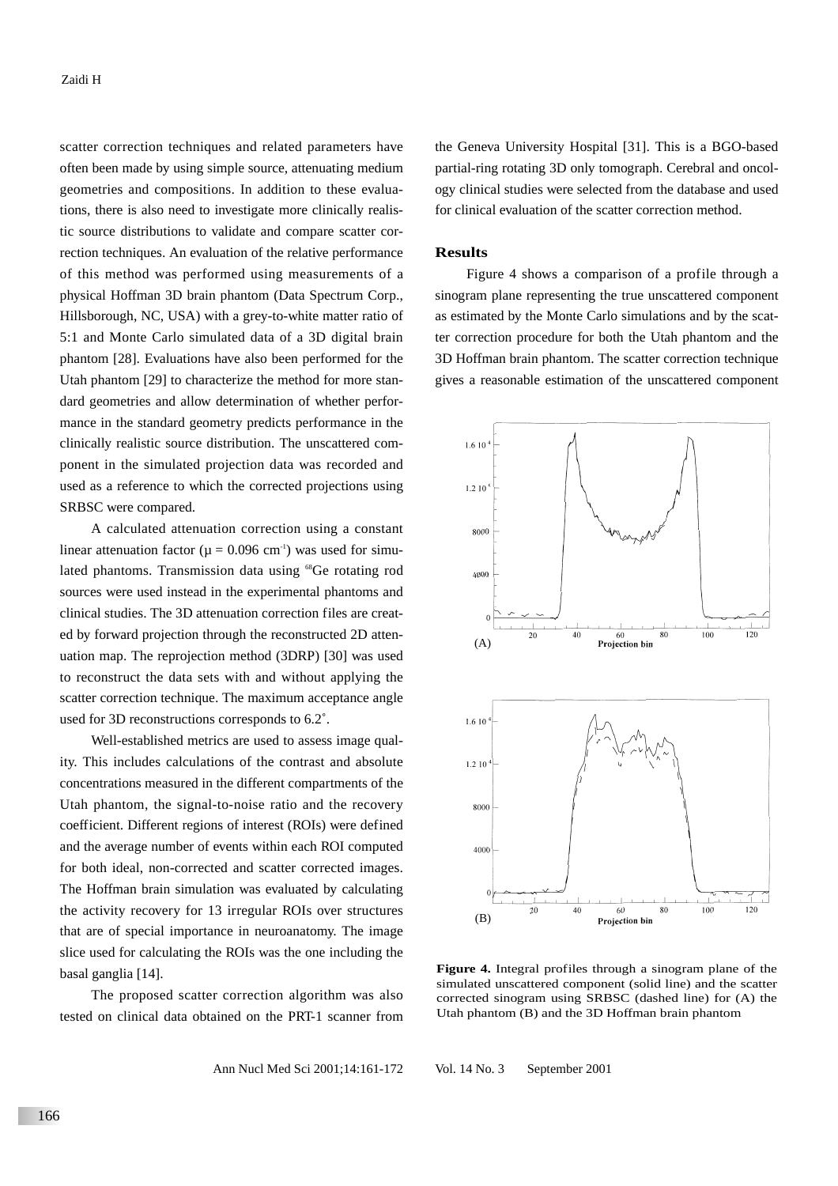scatter correction techniques and related parameters have often been made by using simple source, attenuating medium geometries and compositions. In addition to these evaluations, there is also need to investigate more clinically realistic source distributions to validate and compare scatter correction techniques. An evaluation of the relative performance of this method was performed using measurements of a physical Hoffman 3D brain phantom (Data Spectrum Corp., Hillsborough, NC, USA) with a grey-to-white matter ratio of 5:1 and Monte Carlo simulated data of a 3D digital brain phantom [28]. Evaluations have also been performed for the Utah phantom [29] to characterize the method for more standard geometries and allow determination of whether performance in the standard geometry predicts performance in the clinically realistic source distribution. The unscattered component in the simulated projection data was recorded and used as a reference to which the corrected projections using SRBSC were compared.

A calculated attenuation correction using a constant linear attenuation factor ($\mu = 0.096$ cm$^{-1}$) was used for simulated phantoms. Transmission data using $^{68}$Ge rotating rod sources were used instead in the experimental phantoms and clinical studies. The 3D attenuation correction files are created by forward projection through the reconstructed 2D attenuation map. The reprojection method (3DRP) [30] was used to reconstruct the data sets with and without applying the scatter correction technique. The maximum acceptance angle used for 3D reconstructions corresponds to 6.2˚.

Well-established metrics are used to assess image quality. This includes calculations of the contrast and absolute concentrations measured in the different compartments of the Utah phantom, the signal-to-noise ratio and the recovery coefficient. Different regions of interest (ROIs) were defined and the average number of events within each ROI computed for both ideal, non-corrected and scatter corrected images. The Hoffman brain simulation was evaluated by calculating the activity recovery for 13 irregular ROIs over structures that are of special importance in neuroanatomy. The image slice used for calculating the ROIs was the one including the basal ganglia [14].

The proposed scatter correction algorithm was also tested on clinical data obtained on the PRT-1 scanner from the Geneva University Hospital [31]. This is a BGO-based partial-ring rotating 3D only tomograph. Cerebral and oncology clinical studies were selected from the database and used for clinical evaluation of the scatter correction method.

## Results

Figure 4 shows a comparison of a profile through a sinogram plane representing the true unscattered component as estimated by the Monte Carlo simulations and by the scatter correction procedure for both the Utah phantom and the 3D Hoffman brain phantom. The scatter correction technique gives a reasonable estimation of the unscattered component

**Figure 4.** Integral profiles through a sinogram plane of the simulated unscattered component (solid line) and the scatter corrected sinogram using SRBSC (dashed line) for (A) the Utah phantom (B) and the 3D Hoffman brain phantom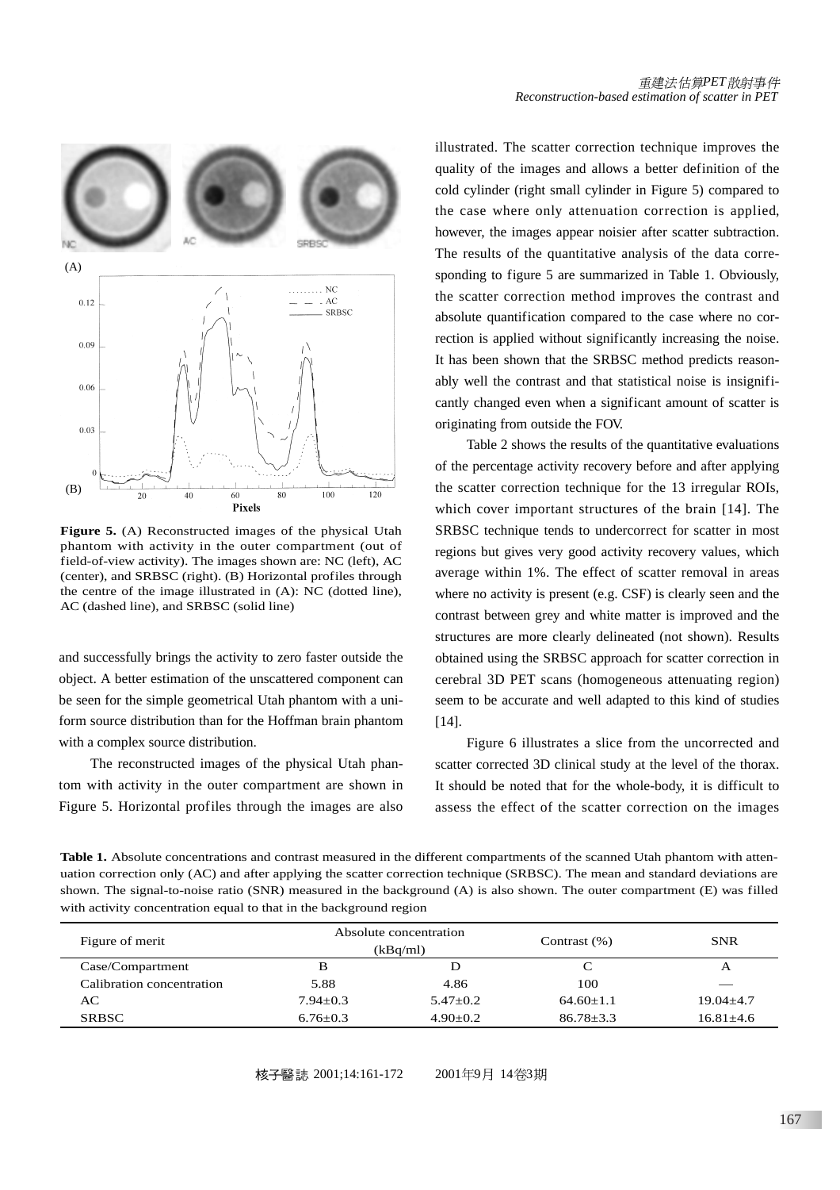Figure 5. (A) Reconstructed images of the physical Utah phantom with activity in the outer compartment (out of field-of-view activity). The images shown are: NC (left), AC (center), and SRBSC (right). (B) Horizontal profiles through the centre of the image illustrated in (A): NC (dotted line), AC (dashed line), and SRBSC (solid line)

and successfully brings the activity to zero faster outside the object. A better estimation of the unscattered component can be seen for the simple geometrical Utah phantom with a uniform source distribution than for the Hoffman brain phantom with a complex source distribution.

The reconstructed images of the physical Utah phantom with activity in the outer compartment are shown in Figure 5. Horizontal profiles through the images are also illustrated. The scatter correction technique improves the quality of the images and allows a better definition of the cold cylinder (right small cylinder in Figure 5) compared to the case where only attenuation correction is applied, however, the images appear noisier after scatter subtraction. The results of the quantitative analysis of the data corresponding to figure 5 are summarized in Table 1. Obviously, the scatter correction method improves the contrast and absolute quantification compared to the case where no correction is applied without significantly increasing the noise. It has been shown that the SRBSC method predicts reasonably well the contrast and that statistical noise is insignificantly changed even when a significant amount of scatter is originating from outside the FOV.

Table 2 shows the results of the quantitative evaluations of the percentage activity recovery before and after applying the scatter correction technique for the 13 irregular ROIs, which cover important structures of the brain [14]. The SRBSC technique tends to undercorrect for scatter in most regions but gives very good activity recovery values, which average within 1%. The effect of scatter removal in areas where no activity is present (e.g. CSF) is clearly seen and the contrast between grey and white matter is improved and the structures are more clearly delineated (not shown). Results obtained using the SRBSC approach for scatter correction in cerebral 3D PET scans (homogeneous attenuating region) seem to be accurate and well adapted to this kind of studies [14].

Figure 6 illustrates a slice from the uncorrected and scatter corrected 3D clinical study at the level of the thorax. It should be noted that for the whole-body, it is difficult to assess the effect of the scatter correction on the images

**Table 1.** Absolute concentrations and contrast measured in the different compartments of the scanned Utah phantom with attenuation correction only (AC) and after applying the scatter correction technique (SRBSC). The mean and standard deviations are shown. The signal-to-noise ratio (SNR) measured in the background (A) is also shown. The outer compartment (E) was filled with activity concentration equal to that in the background region

| Figure of merit | Absolute concentration (kBq/ml) | | Contrast (%) | SNR |
|---|---|---|---|---|
| Case/Compartment | B | D | C | A |
| Calibration concentration | 5.88 | 4.86 | 100 | — |
| AC | 7.94±0.3 | 5.47±0.2 | 64.60±1.1 | 19.04±4.7 |
| SRBSC | 6.76±0.3 | 4.90±0.2 | 86.78±3.3 | 16.81±4.6 |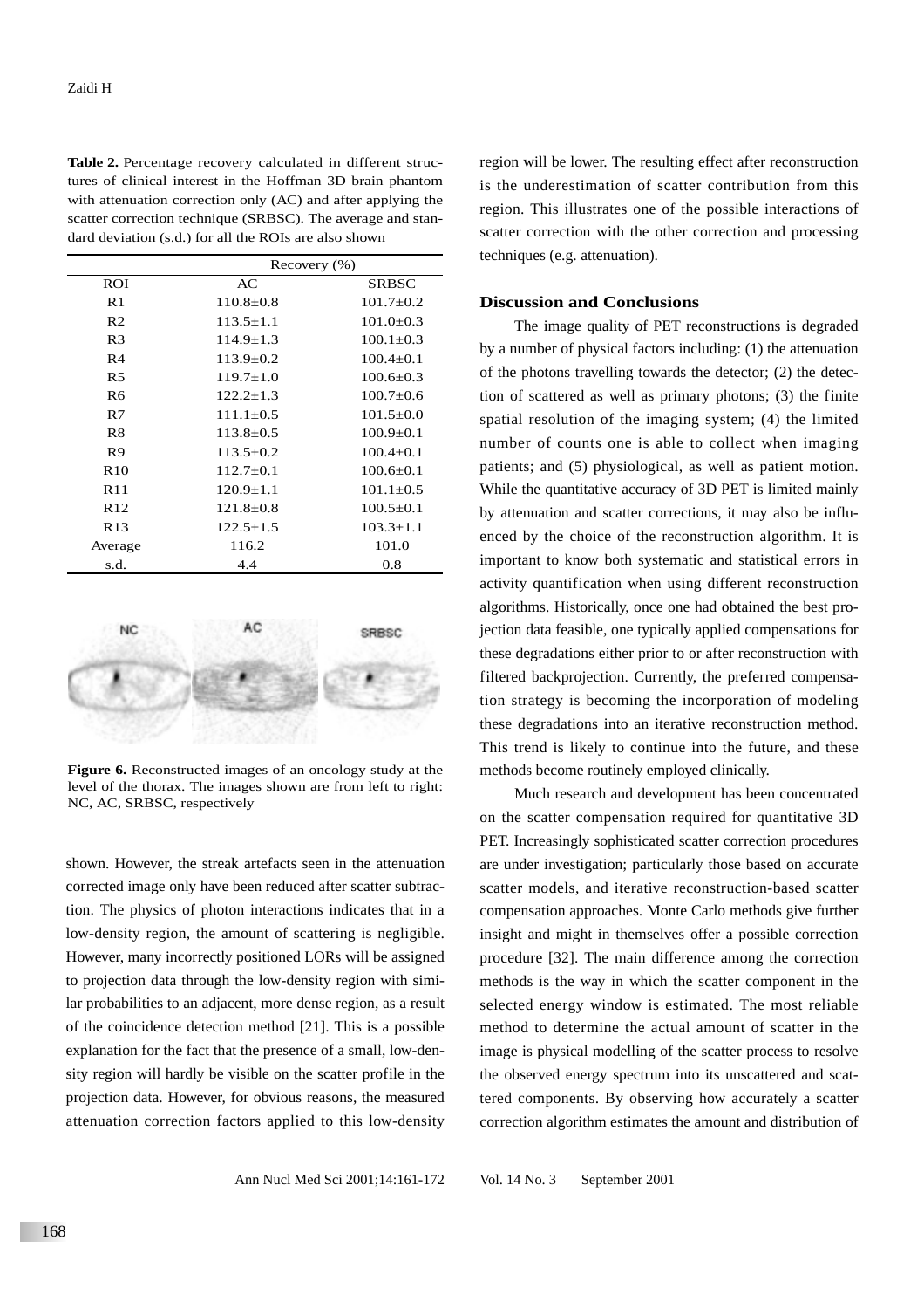**Table 2.** Percentage recovery calculated in different structures of clinical interest in the Hoffman 3D brain phantom with attenuation correction only (AC) and after applying the scatter correction technique (SRBSC). The average and standard deviation (s.d.) for all the ROIs are also shown

| | Recovery (%) | |
|---|---|---|
| ROI | AC | SRBSC |
| R1 | 110.8±0.8 | 101.7±0.2 |
| R2 | 113.5±1.1 | 101.0±0.3 |
| R3 | 114.9±1.3 | 100.1±0.3 |
| R4 | 113.9±0.2 | 100.4±0.1 |
| R5 | 119.7±1.0 | 100.6±0.3 |
| R6 | 122.2±1.3 | 100.7±0.6 |
| R7 | 111.1±0.5 | 101.5±0.0 |
| R8 | 113.8±0.5 | 100.9±0.1 |
| R9 | 113.5±0.2 | 100.4±0.1 |
| R10 | 112.7±0.1 | 100.6±0.1 |
| R11 | 120.9±1.1 | 101.1±0.5 |
| R12 | 121.8±0.8 | 100.5±0.1 |
| R13 | 122.5±1.5 | 103.3±1.1 |
| Average | 116.2 | 101.0 |
| s.d. | 4.4 | 0.8 |

**Figure 6.** Reconstructed images of an oncology study at the level of the thorax. The images shown are from left to right: NC, AC, SRBSC, respectively

shown. However, the streak artefacts seen in the attenuation corrected image only have been reduced after scatter subtraction. The physics of photon interactions indicates that in a low-density region, the amount of scattering is negligible. However, many incorrectly positioned LORs will be assigned to projection data through the low-density region with similar probabilities to an adjacent, more dense region, as a result of the coincidence detection method [21]. This is a possible explanation for the fact that the presence of a small, low-density region will hardly be visible on the scatter profile in the projection data. However, for obvious reasons, the measured attenuation correction factors applied to this low-density region will be lower. The resulting effect after reconstruction is the underestimation of scatter contribution from this region. This illustrates one of the possible interactions of scatter correction with the other correction and processing techniques (e.g. attenuation).

## Discussion and Conclusions

The image quality of PET reconstructions is degraded by a number of physical factors including: (1) the attenuation of the photons travelling towards the detector; (2) the detection of scattered as well as primary photons; (3) the finite spatial resolution of the imaging system; (4) the limited number of counts one is able to collect when imaging patients; and (5) physiological, as well as patient motion. While the quantitative accuracy of 3D PET is limited mainly by attenuation and scatter corrections, it may also be influenced by the choice of the reconstruction algorithm. It is important to know both systematic and statistical errors in activity quantification when using different reconstruction algorithms. Historically, once one had obtained the best projection data feasible, one typically applied compensations for these degradations either prior to or after reconstruction with filtered backprojection. Currently, the preferred compensation strategy is becoming the incorporation of modeling these degradations into an iterative reconstruction method. This trend is likely to continue into the future, and these methods become routinely employed clinically.

Much research and development has been concentrated on the scatter compensation required for quantitative 3D PET. Increasingly sophisticated scatter correction procedures are under investigation; particularly those based on accurate scatter models, and iterative reconstruction-based scatter compensation approaches. Monte Carlo methods give further insight and might in themselves offer a possible correction procedure [32]. The main difference among the correction methods is the way in which the scatter component in the selected energy window is estimated. The most reliable method to determine the actual amount of scatter in the image is physical modelling of the scatter process to resolve the observed energy spectrum into its unscattered and scattered components. By observing how accurately a scatter correction algorithm estimates the amount and distribution of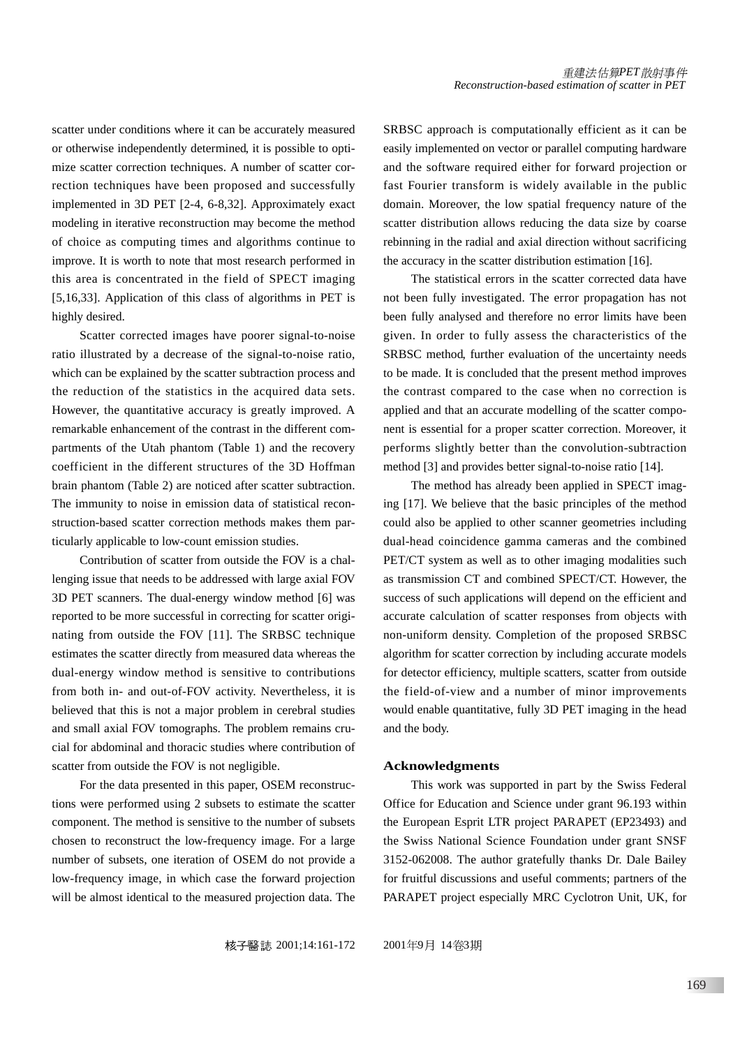scatter under conditions where it can be accurately measured or otherwise independently determined, it is possible to optimize scatter correction techniques. A number of scatter correction techniques have been proposed and successfully implemented in 3D PET [2-4, 6-8,32]. Approximately exact modeling in iterative reconstruction may become the method of choice as computing times and algorithms continue to improve. It is worth to note that most research performed in this area is concentrated in the field of SPECT imaging [5,16,33]. Application of this class of algorithms in PET is highly desired.

Scatter corrected images have poorer signal-to-noise ratio illustrated by a decrease of the signal-to-noise ratio, which can be explained by the scatter subtraction process and the reduction of the statistics in the acquired data sets. However, the quantitative accuracy is greatly improved. A remarkable enhancement of the contrast in the different compartments of the Utah phantom (Table 1) and the recovery coefficient in the different structures of the 3D Hoffman brain phantom (Table 2) are noticed after scatter subtraction. The immunity to noise in emission data of statistical reconstruction-based scatter correction methods makes them particularly applicable to low-count emission studies.

Contribution of scatter from outside the FOV is a challenging issue that needs to be addressed with large axial FOV 3D PET scanners. The dual-energy window method [6] was reported to be more successful in correcting for scatter originating from outside the FOV [11]. The SRBSC technique estimates the scatter directly from measured data whereas the dual-energy window method is sensitive to contributions from both in- and out-of-FOV activity. Nevertheless, it is believed that this is not a major problem in cerebral studies and small axial FOV tomographs. The problem remains crucial for abdominal and thoracic studies where contribution of scatter from outside the FOV is not negligible.

For the data presented in this paper, OSEM reconstructions were performed using 2 subsets to estimate the scatter component. The method is sensitive to the number of subsets chosen to reconstruct the low-frequency image. For a large number of subsets, one iteration of OSEM do not provide a low-frequency image, in which case the forward projection will be almost identical to the measured projection data. The SRBSC approach is computationally efficient as it can be easily implemented on vector or parallel computing hardware and the software required either for forward projection or fast Fourier transform is widely available in the public domain. Moreover, the low spatial frequency nature of the scatter distribution allows reducing the data size by coarse rebinning in the radial and axial direction without sacrificing the accuracy in the scatter distribution estimation [16].

The statistical errors in the scatter corrected data have not been fully investigated. The error propagation has not been fully analysed and therefore no error limits have been given. In order to fully assess the characteristics of the SRBSC method, further evaluation of the uncertainty needs to be made. It is concluded that the present method improves the contrast compared to the case when no correction is applied and that an accurate modelling of the scatter component is essential for a proper scatter correction. Moreover, it performs slightly better than the convolution-subtraction method [3] and provides better signal-to-noise ratio [14].

The method has already been applied in SPECT imaging [17]. We believe that the basic principles of the method could also be applied to other scanner geometries including dual-head coincidence gamma cameras and the combined PET/CT system as well as to other imaging modalities such as transmission CT and combined SPECT/CT. However, the success of such applications will depend on the efficient and accurate calculation of scatter responses from objects with non-uniform density. Completion of the proposed SRBSC algorithm for scatter correction by including accurate models for detector efficiency, multiple scatters, scatter from outside the field-of-view and a number of minor improvements would enable quantitative, fully 3D PET imaging in the head and the body.

## Acknowledgments

This work was supported in part by the Swiss Federal Office for Education and Science under grant 96.193 within the European Esprit LTR project PARAPET (EP23493) and the Swiss National Science Foundation under grant SNSF 3152-062008. The author gratefully thanks Dr. Dale Bailey for fruitful discussions and useful comments; partners of the PARAPET project especially MRC Cyclotron Unit, UK, for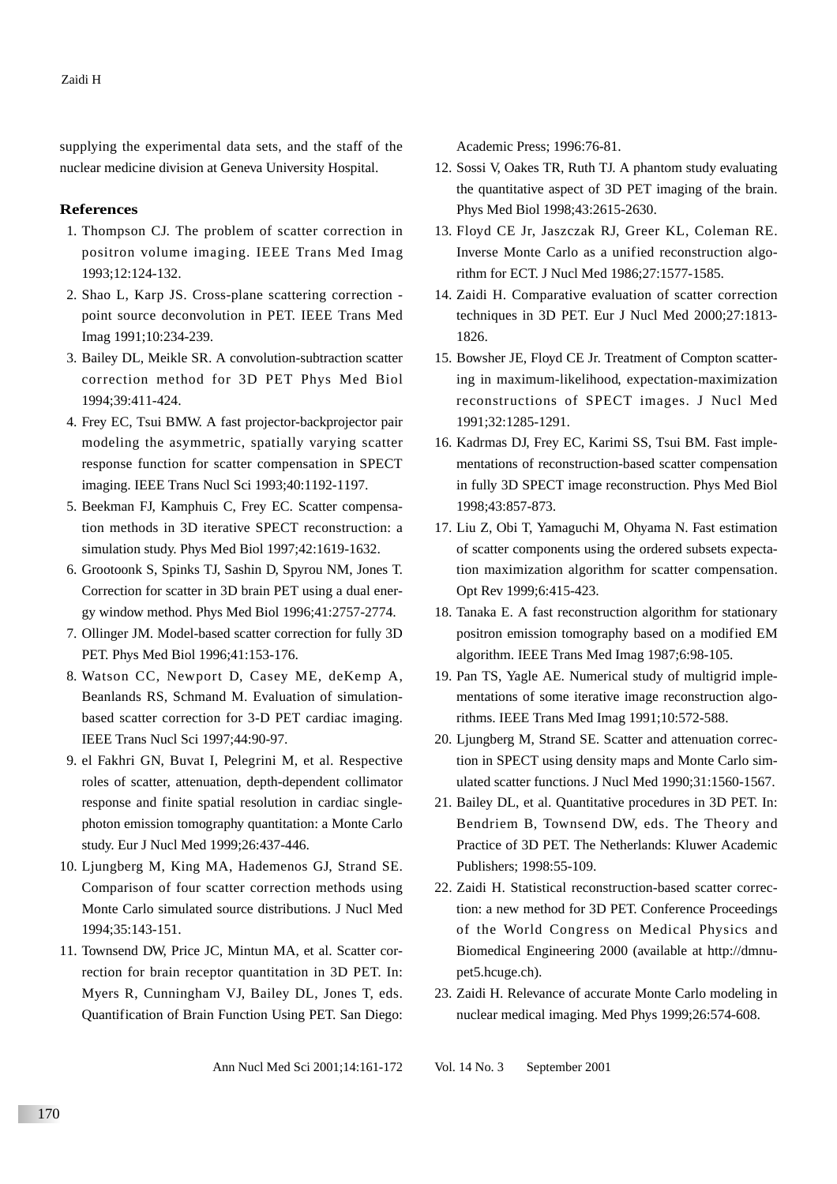supplying the experimental data sets, and the staff of the nuclear medicine division at Geneva University Hospital.

## References

1. Thompson CJ. The problem of scatter correction in positron volume imaging. IEEE Trans Med Imag 1993;12:124-132.
2. Shao L, Karp JS. Cross-plane scattering correction - point source deconvolution in PET. IEEE Trans Med Imag 1991;10:234-239.
3. Bailey DL, Meikle SR. A convolution-subtraction scatter correction method for 3D PET Phys Med Biol 1994;39:411-424.
4. Frey EC, Tsui BMW. A fast projector-backprojector pair modeling the asymmetric, spatially varying scatter response function for scatter compensation in SPECT imaging. IEEE Trans Nucl Sci 1993;40:1192-1197.
5. Beekman FJ, Kamphuis C, Frey EC. Scatter compensation methods in 3D iterative SPECT reconstruction: a simulation study. Phys Med Biol 1997;42:1619-1632.
6. Grootoonk S, Spinks TJ, Sashin D, Spyrou NM, Jones T. Correction for scatter in 3D brain PET using a dual energy window method. Phys Med Biol 1996;41:2757-2774.
7. Ollinger JM. Model-based scatter correction for fully 3D PET. Phys Med Biol 1996;41:153-176.
8. Watson CC, Newport D, Casey ME, deKemp A, Beanlands RS, Schmand M. Evaluation of simulation-based scatter correction for 3-D PET cardiac imaging. IEEE Trans Nucl Sci 1997;44:90-97.
9. el Fakhri GN, Buvat I, Pelegrini M, et al. Respective roles of scatter, attenuation, depth-dependent collimator response and finite spatial resolution in cardiac single-photon emission tomography quantitation: a Monte Carlo study. Eur J Nucl Med 1999;26:437-446.
10. Ljungberg M, King MA, Hademenos GJ, Strand SE. Comparison of four scatter correction methods using Monte Carlo simulated source distributions. J Nucl Med 1994;35:143-151.
11. Townsend DW, Price JC, Mintun MA, et al. Scatter correction for brain receptor quantitation in 3D PET. In: Myers R, Cunningham VJ, Bailey DL, Jones T, eds. Quantification of Brain Function Using PET. San Diego: Academic Press; 1996:76-81.
12. Sossi V, Oakes TR, Ruth TJ. A phantom study evaluating the quantitative aspect of 3D PET imaging of the brain. Phys Med Biol 1998;43:2615-2630.
13. Floyd CE Jr, Jaszczak RJ, Greer KL, Coleman RE. Inverse Monte Carlo as a unified reconstruction algorithm for ECT. J Nucl Med 1986;27:1577-1585.
14. Zaidi H. Comparative evaluation of scatter correction techniques in 3D PET. Eur J Nucl Med 2000;27:1813-1826.
15. Bowsher JE, Floyd CE Jr. Treatment of Compton scattering in maximum-likelihood, expectation-maximization reconstructions of SPECT images. J Nucl Med 1991;32:1285-1291.
16. Kadrmas DJ, Frey EC, Karimi SS, Tsui BM. Fast implementations of reconstruction-based scatter compensation in fully 3D SPECT image reconstruction. Phys Med Biol 1998;43:857-873.
17. Liu Z, Obi T, Yamaguchi M, Ohyama N. Fast estimation of scatter components using the ordered subsets expectation maximization algorithm for scatter compensation. Opt Rev 1999;6:415-423.
18. Tanaka E. A fast reconstruction algorithm for stationary positron emission tomography based on a modified EM algorithm. IEEE Trans Med Imag 1987;6:98-105.
19. Pan TS, Yagle AE. Numerical study of multigrid implementations of some iterative image reconstruction algorithms. IEEE Trans Med Imag 1991;10:572-588.
20. Ljungberg M, Strand SE. Scatter and attenuation correction in SPECT using density maps and Monte Carlo simulated scatter functions. J Nucl Med 1990;31:1560-1567.
21. Bailey DL, et al. Quantitative procedures in 3D PET. In: Bendriem B, Townsend DW, eds. The Theory and Practice of 3D PET. The Netherlands: Kluwer Academic Publishers; 1998:55-109.
22. Zaidi H. Statistical reconstruction-based scatter correction: a new method for 3D PET. Conference Proceedings of the World Congress on Medical Physics and Biomedical Engineering 2000 (available at http://dmnupet5.hcuge.ch).
23. Zaidi H. Relevance of accurate Monte Carlo modeling in nuclear medical imaging. Med Phys 1999;26:574-608.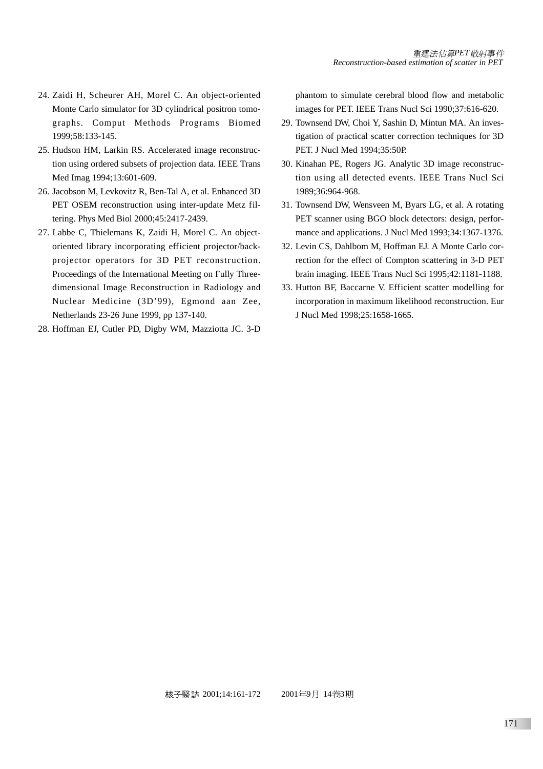24. Zaidi H, Scheurer AH, Morel C. An object-oriented Monte Carlo simulator for 3D cylindrical positron tomographs. Comput Methods Programs Biomed 1999;58:133-145.
25. Hudson HM, Larkin RS. Accelerated image reconstruction using ordered subsets of projection data. IEEE Trans Med Imag 1994;13:601-609.
26. Jacobson M, Levkovitz R, Ben-Tal A, et al. Enhanced 3D PET OSEM reconstruction using inter-update Metz filtering. Phys Med Biol 2000;45:2417-2439.
27. Labbe C, Thielemans K, Zaidi H, Morel C. An object-oriented library incorporating efficient projector/backprojector operators for 3D PET reconstruction. Proceedings of the International Meeting on Fully Three-dimensional Image Reconstruction in Radiology and Nuclear Medicine (3D'99), Egmond aan Zee, Netherlands 23-26 June 1999, pp 137-140.
28. Hoffman EJ, Cutler PD, Digby WM, Mazziotta JC. 3-D phantom to simulate cerebral blood flow and metabolic images for PET. IEEE Trans Nucl Sci 1990;37:616-620.
29. Townsend DW, Choi Y, Sashin D, Mintun MA. An investigation of practical scatter correction techniques for 3D PET. J Nucl Med 1994;35:50P.
30. Kinahan PE, Rogers JG. Analytic 3D image reconstruction using all detected events. IEEE Trans Nucl Sci 1989;36:964-968.
31. Townsend DW, Wensveen M, Byars LG, et al. A rotating PET scanner using BGO block detectors: design, performance and applications. J Nucl Med 1993;34:1367-1376.
32. Levin CS, Dahlbom M, Hoffman EJ. A Monte Carlo correction for the effect of Compton scattering in 3-D PET brain imaging. IEEE Trans Nucl Sci 1995;42:1181-1188.
33. Hutton BF, Baccarne V. Efficient scatter modelling for incorporation in maximum likelihood reconstruction. Eur J Nucl Med 1998;25:1658-1665.